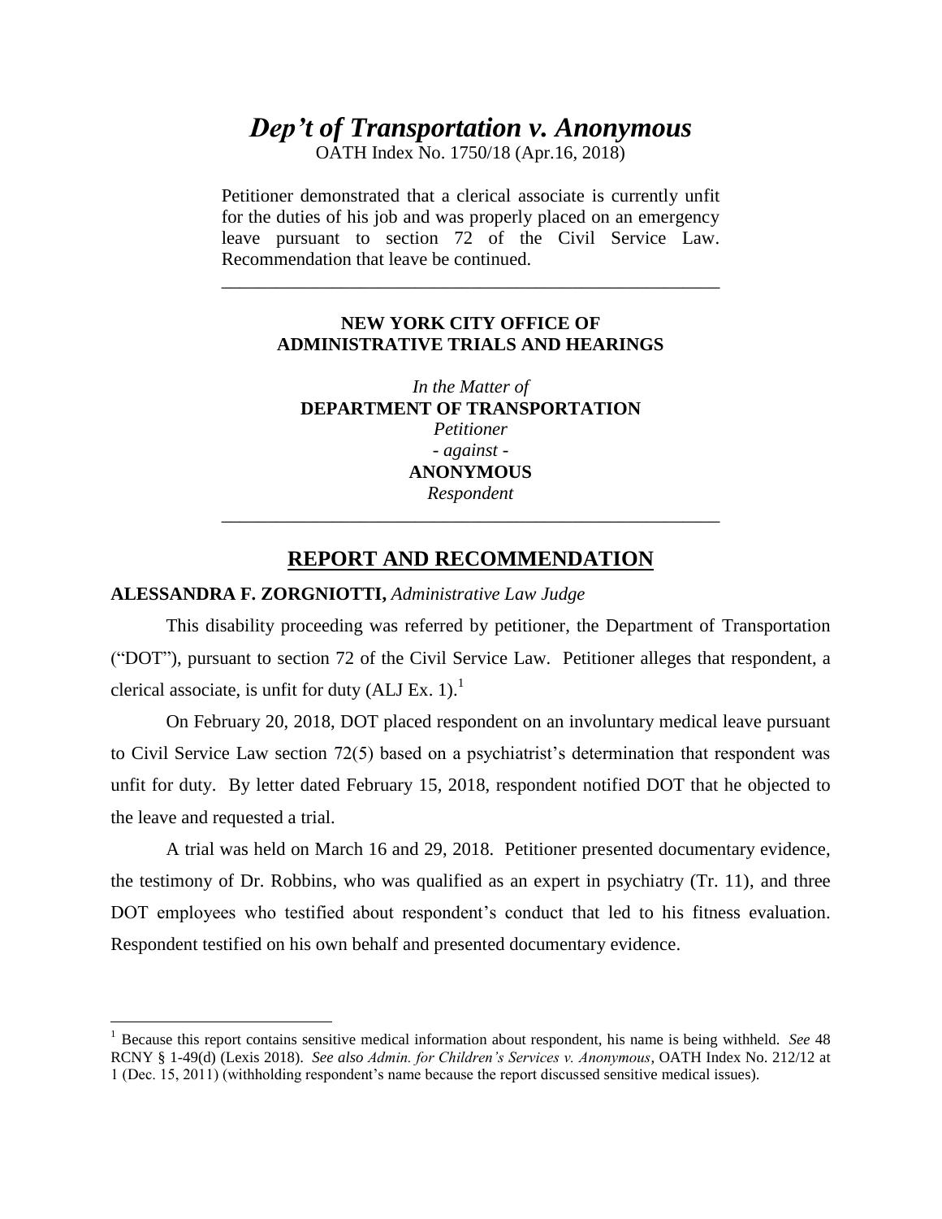# *Dep't of Transportation v. Anonymous*

OATH Index No. 1750/18 (Apr.16, 2018)

Petitioner demonstrated that a clerical associate is currently unfit for the duties of his job and was properly placed on an emergency leave pursuant to section 72 of the Civil Service Law. Recommendation that leave be continued.

---

**NEW YORK CITY OFFICE OF ADMINISTRATIVE TRIALS AND HEARINGS**

*In the Matter of*
**DEPARTMENT OF TRANSPORTATION**
*Petitioner*
*- against -*
**ANONYMOUS**
*Respondent*

---

## REPORT AND RECOMMENDATION

**ALESSANDRA F. ZORGNIOTTI,** *Administrative Law Judge*

This disability proceeding was referred by petitioner, the Department of Transportation ("DOT"), pursuant to section 72 of the Civil Service Law. Petitioner alleges that respondent, a clerical associate, is unfit for duty (ALJ Ex. 1).[1]

On February 20, 2018, DOT placed respondent on an involuntary medical leave pursuant to Civil Service Law section 72(5) based on a psychiatrist's determination that respondent was unfit for duty. By letter dated February 15, 2018, respondent notified DOT that he objected to the leave and requested a trial.

A trial was held on March 16 and 29, 2018. Petitioner presented documentary evidence, the testimony of Dr. Robbins, who was qualified as an expert in psychiatry (Tr. 11), and three DOT employees who testified about respondent's conduct that led to his fitness evaluation. Respondent testified on his own behalf and presented documentary evidence.

---

[1] Because this report contains sensitive medical information about respondent, his name is being withheld. *See* 48 RCNY § 1-49(d) (Lexis 2018). *See also Admin. for Children's Services v. Anonymous*, OATH Index No. 212/12 at 1 (Dec. 15, 2011) (withholding respondent's name because the report discussed sensitive medical issues).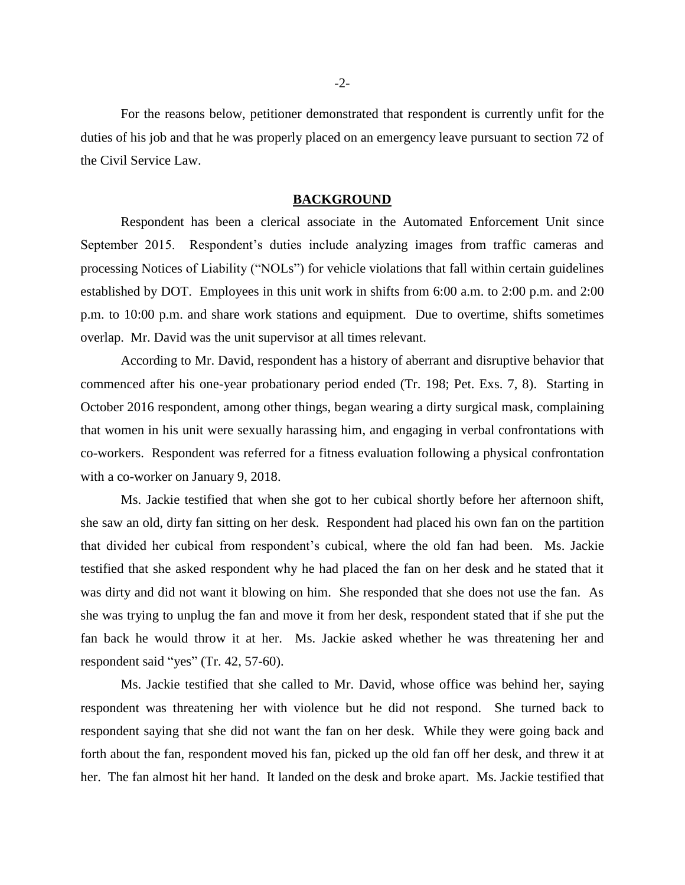For the reasons below, petitioner demonstrated that respondent is currently unfit for the duties of his job and that he was properly placed on an emergency leave pursuant to section 72 of the Civil Service Law.

## BACKGROUND

Respondent has been a clerical associate in the Automated Enforcement Unit since September 2015. Respondent's duties include analyzing images from traffic cameras and processing Notices of Liability ("NOLs") for vehicle violations that fall within certain guidelines established by DOT. Employees in this unit work in shifts from 6:00 a.m. to 2:00 p.m. and 2:00 p.m. to 10:00 p.m. and share work stations and equipment. Due to overtime, shifts sometimes overlap. Mr. David was the unit supervisor at all times relevant.

According to Mr. David, respondent has a history of aberrant and disruptive behavior that commenced after his one-year probationary period ended (Tr. 198; Pet. Exs. 7, 8). Starting in October 2016 respondent, among other things, began wearing a dirty surgical mask, complaining that women in his unit were sexually harassing him, and engaging in verbal confrontations with co-workers. Respondent was referred for a fitness evaluation following a physical confrontation with a co-worker on January 9, 2018.

Ms. Jackie testified that when she got to her cubical shortly before her afternoon shift, she saw an old, dirty fan sitting on her desk. Respondent had placed his own fan on the partition that divided her cubical from respondent's cubical, where the old fan had been. Ms. Jackie testified that she asked respondent why he had placed the fan on her desk and he stated that it was dirty and did not want it blowing on him. She responded that she does not use the fan. As she was trying to unplug the fan and move it from her desk, respondent stated that if she put the fan back he would throw it at her. Ms. Jackie asked whether he was threatening her and respondent said "yes" (Tr. 42, 57-60).

Ms. Jackie testified that she called to Mr. David, whose office was behind her, saying respondent was threatening her with violence but he did not respond. She turned back to respondent saying that she did not want the fan on her desk. While they were going back and forth about the fan, respondent moved his fan, picked up the old fan off her desk, and threw it at her. The fan almost hit her hand. It landed on the desk and broke apart. Ms. Jackie testified that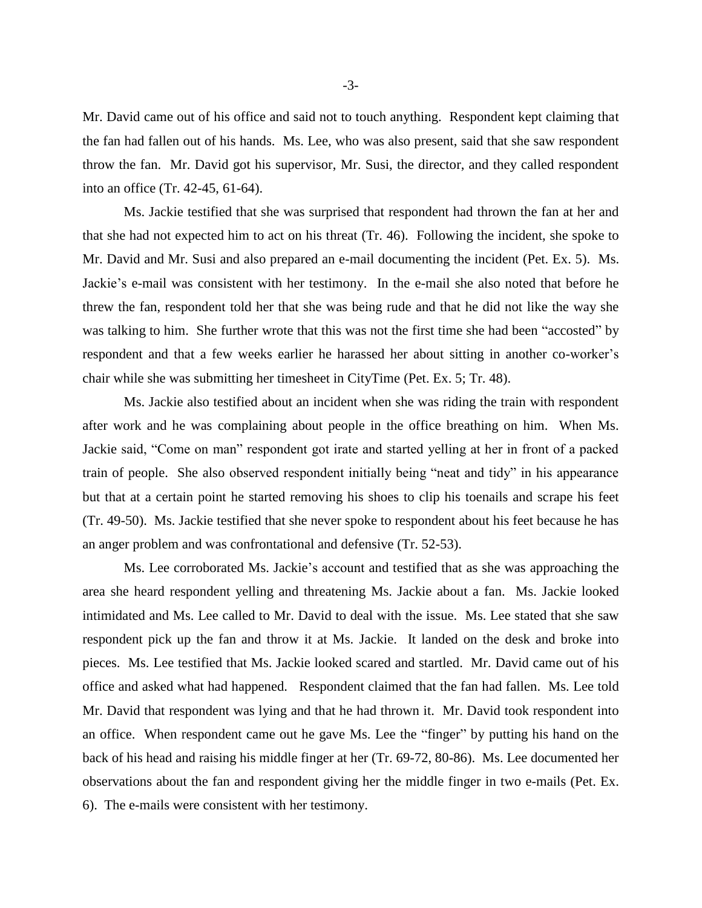Mr. David came out of his office and said not to touch anything. Respondent kept claiming that the fan had fallen out of his hands. Ms. Lee, who was also present, said that she saw respondent throw the fan. Mr. David got his supervisor, Mr. Susi, the director, and they called respondent into an office (Tr. 42-45, 61-64).

Ms. Jackie testified that she was surprised that respondent had thrown the fan at her and that she had not expected him to act on his threat (Tr. 46). Following the incident, she spoke to Mr. David and Mr. Susi and also prepared an e-mail documenting the incident (Pet. Ex. 5). Ms. Jackie's e-mail was consistent with her testimony. In the e-mail she also noted that before he threw the fan, respondent told her that she was being rude and that he did not like the way she was talking to him. She further wrote that this was not the first time she had been "accosted" by respondent and that a few weeks earlier he harassed her about sitting in another co-worker's chair while she was submitting her timesheet in CityTime (Pet. Ex. 5; Tr. 48).

Ms. Jackie also testified about an incident when she was riding the train with respondent after work and he was complaining about people in the office breathing on him. When Ms. Jackie said, "Come on man" respondent got irate and started yelling at her in front of a packed train of people. She also observed respondent initially being "neat and tidy" in his appearance but that at a certain point he started removing his shoes to clip his toenails and scrape his feet (Tr. 49-50). Ms. Jackie testified that she never spoke to respondent about his feet because he has an anger problem and was confrontational and defensive (Tr. 52-53).

Ms. Lee corroborated Ms. Jackie's account and testified that as she was approaching the area she heard respondent yelling and threatening Ms. Jackie about a fan. Ms. Jackie looked intimidated and Ms. Lee called to Mr. David to deal with the issue. Ms. Lee stated that she saw respondent pick up the fan and throw it at Ms. Jackie. It landed on the desk and broke into pieces. Ms. Lee testified that Ms. Jackie looked scared and startled. Mr. David came out of his office and asked what had happened. Respondent claimed that the fan had fallen. Ms. Lee told Mr. David that respondent was lying and that he had thrown it. Mr. David took respondent into an office. When respondent came out he gave Ms. Lee the "finger" by putting his hand on the back of his head and raising his middle finger at her (Tr. 69-72, 80-86). Ms. Lee documented her observations about the fan and respondent giving her the middle finger in two e-mails (Pet. Ex. 6). The e-mails were consistent with her testimony.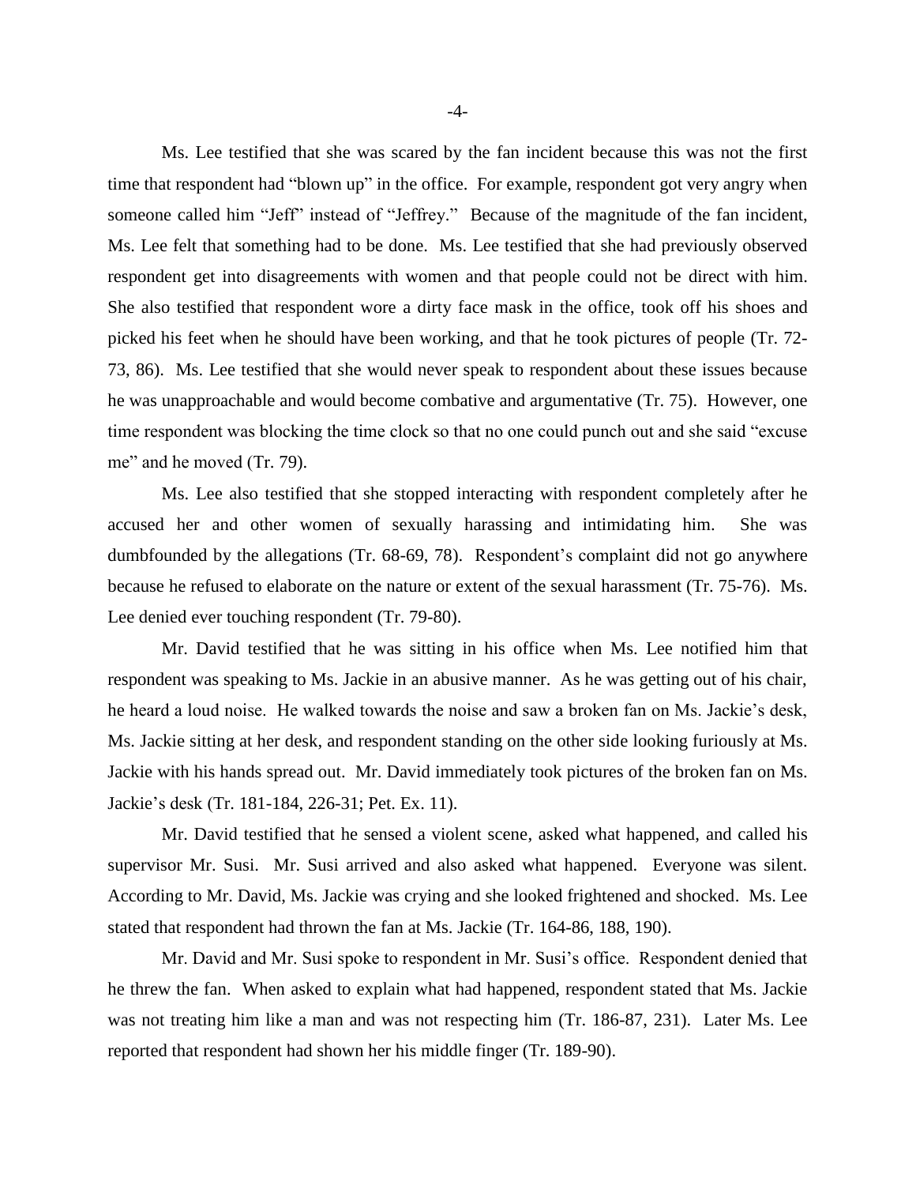Ms. Lee testified that she was scared by the fan incident because this was not the first time that respondent had "blown up" in the office. For example, respondent got very angry when someone called him "Jeff" instead of "Jeffrey." Because of the magnitude of the fan incident, Ms. Lee felt that something had to be done. Ms. Lee testified that she had previously observed respondent get into disagreements with women and that people could not be direct with him. She also testified that respondent wore a dirty face mask in the office, took off his shoes and picked his feet when he should have been working, and that he took pictures of people (Tr. 72-73, 86). Ms. Lee testified that she would never speak to respondent about these issues because he was unapproachable and would become combative and argumentative (Tr. 75). However, one time respondent was blocking the time clock so that no one could punch out and she said "excuse me" and he moved (Tr. 79).

Ms. Lee also testified that she stopped interacting with respondent completely after he accused her and other women of sexually harassing and intimidating him. She was dumbfounded by the allegations (Tr. 68-69, 78). Respondent's complaint did not go anywhere because he refused to elaborate on the nature or extent of the sexual harassment (Tr. 75-76). Ms. Lee denied ever touching respondent (Tr. 79-80).

Mr. David testified that he was sitting in his office when Ms. Lee notified him that respondent was speaking to Ms. Jackie in an abusive manner. As he was getting out of his chair, he heard a loud noise. He walked towards the noise and saw a broken fan on Ms. Jackie's desk, Ms. Jackie sitting at her desk, and respondent standing on the other side looking furiously at Ms. Jackie with his hands spread out. Mr. David immediately took pictures of the broken fan on Ms. Jackie's desk (Tr. 181-184, 226-31; Pet. Ex. 11).

Mr. David testified that he sensed a violent scene, asked what happened, and called his supervisor Mr. Susi. Mr. Susi arrived and also asked what happened. Everyone was silent. According to Mr. David, Ms. Jackie was crying and she looked frightened and shocked. Ms. Lee stated that respondent had thrown the fan at Ms. Jackie (Tr. 164-86, 188, 190).

Mr. David and Mr. Susi spoke to respondent in Mr. Susi's office. Respondent denied that he threw the fan. When asked to explain what had happened, respondent stated that Ms. Jackie was not treating him like a man and was not respecting him (Tr. 186-87, 231). Later Ms. Lee reported that respondent had shown her his middle finger (Tr. 189-90).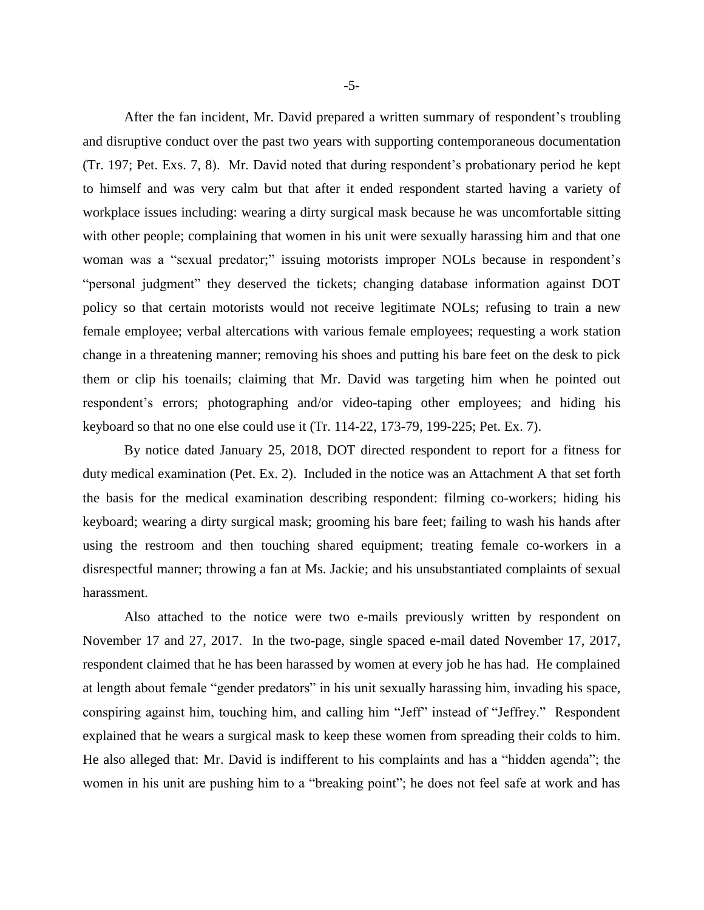After the fan incident, Mr. David prepared a written summary of respondent's troubling and disruptive conduct over the past two years with supporting contemporaneous documentation (Tr. 197; Pet. Exs. 7, 8). Mr. David noted that during respondent's probationary period he kept to himself and was very calm but that after it ended respondent started having a variety of workplace issues including: wearing a dirty surgical mask because he was uncomfortable sitting with other people; complaining that women in his unit were sexually harassing him and that one woman was a "sexual predator;" issuing motorists improper NOLs because in respondent's "personal judgment" they deserved the tickets; changing database information against DOT policy so that certain motorists would not receive legitimate NOLs; refusing to train a new female employee; verbal altercations with various female employees; requesting a work station change in a threatening manner; removing his shoes and putting his bare feet on the desk to pick them or clip his toenails; claiming that Mr. David was targeting him when he pointed out respondent's errors; photographing and/or video-taping other employees; and hiding his keyboard so that no one else could use it (Tr. 114-22, 173-79, 199-225; Pet. Ex. 7).

By notice dated January 25, 2018, DOT directed respondent to report for a fitness for duty medical examination (Pet. Ex. 2). Included in the notice was an Attachment A that set forth the basis for the medical examination describing respondent: filming co-workers; hiding his keyboard; wearing a dirty surgical mask; grooming his bare feet; failing to wash his hands after using the restroom and then touching shared equipment; treating female co-workers in a disrespectful manner; throwing a fan at Ms. Jackie; and his unsubstantiated complaints of sexual harassment.

Also attached to the notice were two e-mails previously written by respondent on November 17 and 27, 2017. In the two-page, single spaced e-mail dated November 17, 2017, respondent claimed that he has been harassed by women at every job he has had. He complained at length about female "gender predators" in his unit sexually harassing him, invading his space, conspiring against him, touching him, and calling him "Jeff" instead of "Jeffrey." Respondent explained that he wears a surgical mask to keep these women from spreading their colds to him. He also alleged that: Mr. David is indifferent to his complaints and has a "hidden agenda"; the women in his unit are pushing him to a "breaking point"; he does not feel safe at work and has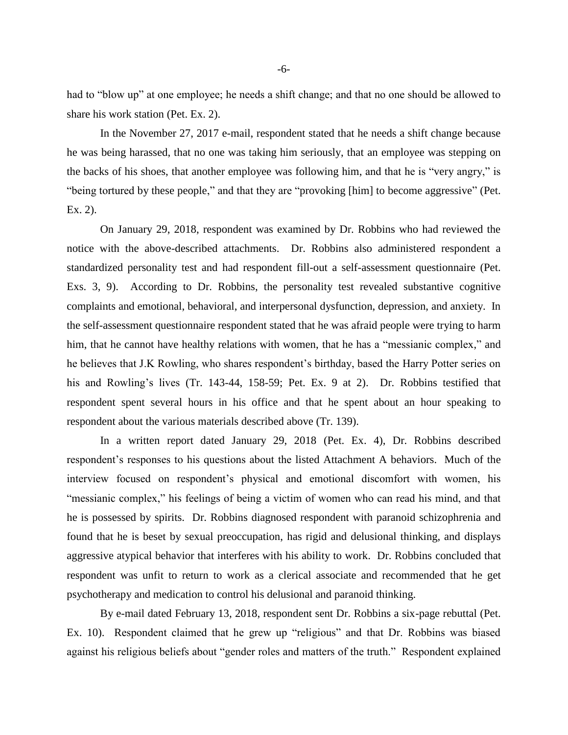had to "blow up" at one employee; he needs a shift change; and that no one should be allowed to share his work station (Pet. Ex. 2).

In the November 27, 2017 e-mail, respondent stated that he needs a shift change because he was being harassed, that no one was taking him seriously, that an employee was stepping on the backs of his shoes, that another employee was following him, and that he is "very angry," is "being tortured by these people," and that they are "provoking [him] to become aggressive" (Pet. Ex. 2).

On January 29, 2018, respondent was examined by Dr. Robbins who had reviewed the notice with the above-described attachments. Dr. Robbins also administered respondent a standardized personality test and had respondent fill-out a self-assessment questionnaire (Pet. Exs. 3, 9). According to Dr. Robbins, the personality test revealed substantive cognitive complaints and emotional, behavioral, and interpersonal dysfunction, depression, and anxiety. In the self-assessment questionnaire respondent stated that he was afraid people were trying to harm him, that he cannot have healthy relations with women, that he has a "messianic complex," and he believes that J.K Rowling, who shares respondent's birthday, based the Harry Potter series on his and Rowling's lives (Tr. 143-44, 158-59; Pet. Ex. 9 at 2). Dr. Robbins testified that respondent spent several hours in his office and that he spent about an hour speaking to respondent about the various materials described above (Tr. 139).

In a written report dated January 29, 2018 (Pet. Ex. 4), Dr. Robbins described respondent's responses to his questions about the listed Attachment A behaviors. Much of the interview focused on respondent's physical and emotional discomfort with women, his "messianic complex," his feelings of being a victim of women who can read his mind, and that he is possessed by spirits. Dr. Robbins diagnosed respondent with paranoid schizophrenia and found that he is beset by sexual preoccupation, has rigid and delusional thinking, and displays aggressive atypical behavior that interferes with his ability to work. Dr. Robbins concluded that respondent was unfit to return to work as a clerical associate and recommended that he get psychotherapy and medication to control his delusional and paranoid thinking.

By e-mail dated February 13, 2018, respondent sent Dr. Robbins a six-page rebuttal (Pet. Ex. 10). Respondent claimed that he grew up "religious" and that Dr. Robbins was biased against his religious beliefs about "gender roles and matters of the truth." Respondent explained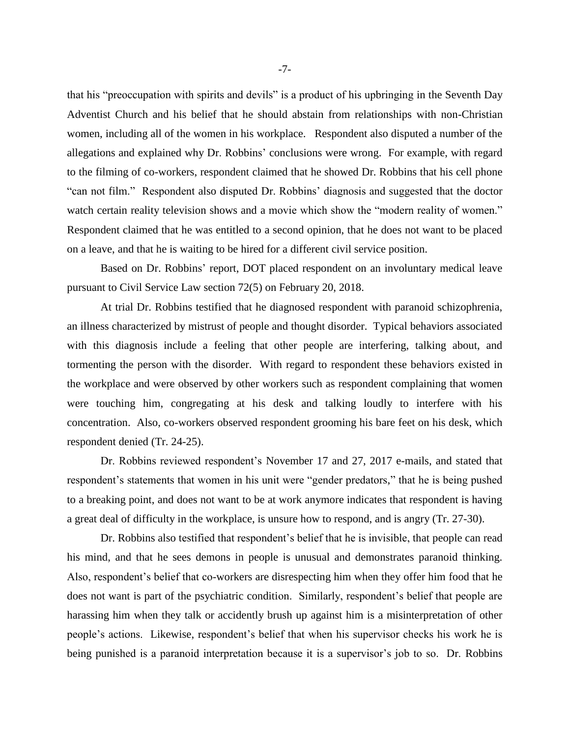that his "preoccupation with spirits and devils" is a product of his upbringing in the Seventh Day Adventist Church and his belief that he should abstain from relationships with non-Christian women, including all of the women in his workplace. Respondent also disputed a number of the allegations and explained why Dr. Robbins' conclusions were wrong. For example, with regard to the filming of co-workers, respondent claimed that he showed Dr. Robbins that his cell phone "can not film." Respondent also disputed Dr. Robbins' diagnosis and suggested that the doctor watch certain reality television shows and a movie which show the "modern reality of women." Respondent claimed that he was entitled to a second opinion, that he does not want to be placed on a leave, and that he is waiting to be hired for a different civil service position.

Based on Dr. Robbins' report, DOT placed respondent on an involuntary medical leave pursuant to Civil Service Law section 72(5) on February 20, 2018.

At trial Dr. Robbins testified that he diagnosed respondent with paranoid schizophrenia, an illness characterized by mistrust of people and thought disorder. Typical behaviors associated with this diagnosis include a feeling that other people are interfering, talking about, and tormenting the person with the disorder. With regard to respondent these behaviors existed in the workplace and were observed by other workers such as respondent complaining that women were touching him, congregating at his desk and talking loudly to interfere with his concentration. Also, co-workers observed respondent grooming his bare feet on his desk, which respondent denied (Tr. 24-25).

Dr. Robbins reviewed respondent's November 17 and 27, 2017 e-mails, and stated that respondent's statements that women in his unit were "gender predators," that he is being pushed to a breaking point, and does not want to be at work anymore indicates that respondent is having a great deal of difficulty in the workplace, is unsure how to respond, and is angry (Tr. 27-30).

Dr. Robbins also testified that respondent's belief that he is invisible, that people can read his mind, and that he sees demons in people is unusual and demonstrates paranoid thinking. Also, respondent's belief that co-workers are disrespecting him when they offer him food that he does not want is part of the psychiatric condition. Similarly, respondent's belief that people are harassing him when they talk or accidently brush up against him is a misinterpretation of other people's actions. Likewise, respondent's belief that when his supervisor checks his work he is being punished is a paranoid interpretation because it is a supervisor's job to so. Dr. Robbins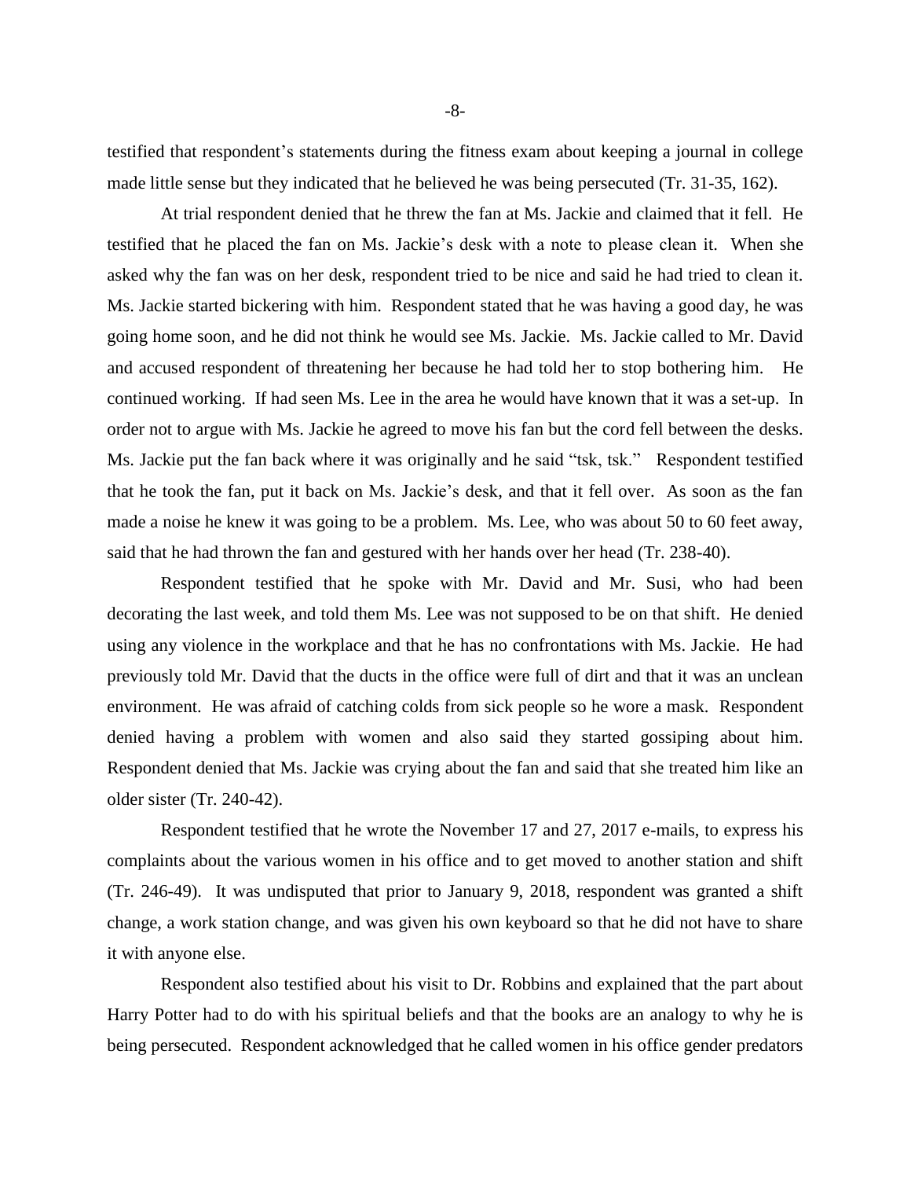testified that respondent's statements during the fitness exam about keeping a journal in college made little sense but they indicated that he believed he was being persecuted (Tr. 31-35, 162).

At trial respondent denied that he threw the fan at Ms. Jackie and claimed that it fell. He testified that he placed the fan on Ms. Jackie's desk with a note to please clean it. When she asked why the fan was on her desk, respondent tried to be nice and said he had tried to clean it. Ms. Jackie started bickering with him. Respondent stated that he was having a good day, he was going home soon, and he did not think he would see Ms. Jackie. Ms. Jackie called to Mr. David and accused respondent of threatening her because he had told her to stop bothering him. He continued working. If had seen Ms. Lee in the area he would have known that it was a set-up. In order not to argue with Ms. Jackie he agreed to move his fan but the cord fell between the desks. Ms. Jackie put the fan back where it was originally and he said "tsk, tsk." Respondent testified that he took the fan, put it back on Ms. Jackie's desk, and that it fell over. As soon as the fan made a noise he knew it was going to be a problem. Ms. Lee, who was about 50 to 60 feet away, said that he had thrown the fan and gestured with her hands over her head (Tr. 238-40).

Respondent testified that he spoke with Mr. David and Mr. Susi, who had been decorating the last week, and told them Ms. Lee was not supposed to be on that shift. He denied using any violence in the workplace and that he has no confrontations with Ms. Jackie. He had previously told Mr. David that the ducts in the office were full of dirt and that it was an unclean environment. He was afraid of catching colds from sick people so he wore a mask. Respondent denied having a problem with women and also said they started gossiping about him. Respondent denied that Ms. Jackie was crying about the fan and said that she treated him like an older sister (Tr. 240-42).

Respondent testified that he wrote the November 17 and 27, 2017 e-mails, to express his complaints about the various women in his office and to get moved to another station and shift (Tr. 246-49). It was undisputed that prior to January 9, 2018, respondent was granted a shift change, a work station change, and was given his own keyboard so that he did not have to share it with anyone else.

Respondent also testified about his visit to Dr. Robbins and explained that the part about Harry Potter had to do with his spiritual beliefs and that the books are an analogy to why he is being persecuted. Respondent acknowledged that he called women in his office gender predators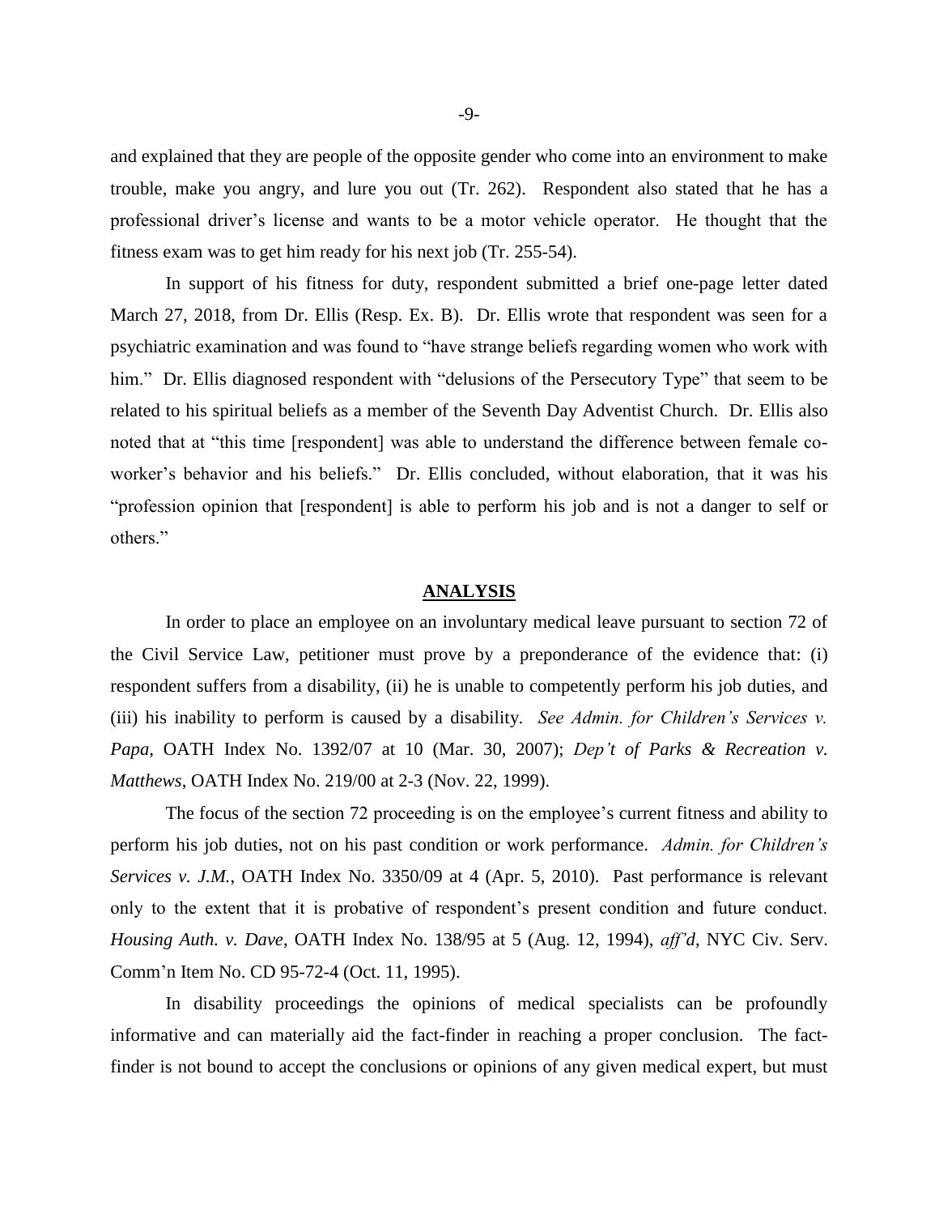and explained that they are people of the opposite gender who come into an environment to make trouble, make you angry, and lure you out (Tr. 262). Respondent also stated that he has a professional driver's license and wants to be a motor vehicle operator. He thought that the fitness exam was to get him ready for his next job (Tr. 255-54).

In support of his fitness for duty, respondent submitted a brief one-page letter dated March 27, 2018, from Dr. Ellis (Resp. Ex. B). Dr. Ellis wrote that respondent was seen for a psychiatric examination and was found to "have strange beliefs regarding women who work with him." Dr. Ellis diagnosed respondent with "delusions of the Persecutory Type" that seem to be related to his spiritual beliefs as a member of the Seventh Day Adventist Church. Dr. Ellis also noted that at "this time [respondent] was able to understand the difference between female co-worker's behavior and his beliefs." Dr. Ellis concluded, without elaboration, that it was his "profession opinion that [respondent] is able to perform his job and is not a danger to self or others."

## ANALYSIS

In order to place an employee on an involuntary medical leave pursuant to section 72 of the Civil Service Law, petitioner must prove by a preponderance of the evidence that: (i) respondent suffers from a disability, (ii) he is unable to competently perform his job duties, and (iii) his inability to perform is caused by a disability. *See Admin. for Children's Services v. Papa*, OATH Index No. 1392/07 at 10 (Mar. 30, 2007); *Dep't of Parks & Recreation v. Matthews*, OATH Index No. 219/00 at 2-3 (Nov. 22, 1999).

The focus of the section 72 proceeding is on the employee's current fitness and ability to perform his job duties, not on his past condition or work performance. *Admin. for Children's Services v. J.M.*, OATH Index No. 3350/09 at 4 (Apr. 5, 2010). Past performance is relevant only to the extent that it is probative of respondent's present condition and future conduct. *Housing Auth. v. Dave*, OATH Index No. 138/95 at 5 (Aug. 12, 1994), *aff'd*, NYC Civ. Serv. Comm'n Item No. CD 95-72-4 (Oct. 11, 1995).

In disability proceedings the opinions of medical specialists can be profoundly informative and can materially aid the fact-finder in reaching a proper conclusion. The fact-finder is not bound to accept the conclusions or opinions of any given medical expert, but must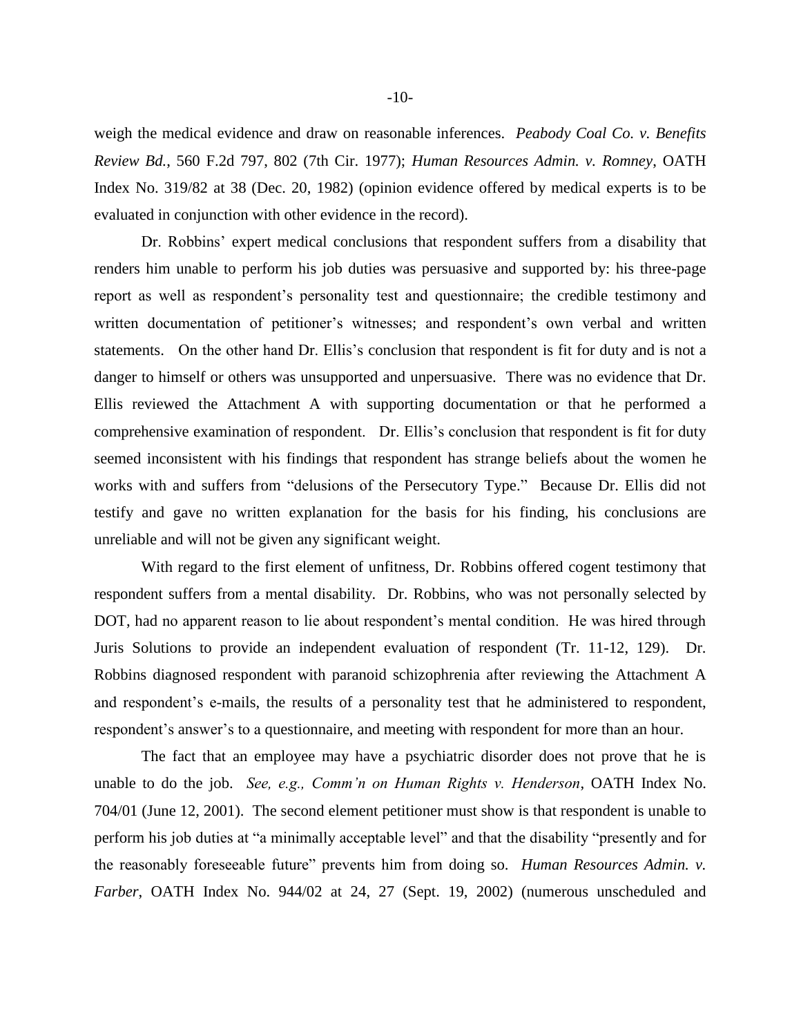weigh the medical evidence and draw on reasonable inferences. *Peabody Coal Co. v. Benefits Review Bd.*, 560 F.2d 797, 802 (7th Cir. 1977); *Human Resources Admin. v. Romney*, OATH Index No. 319/82 at 38 (Dec. 20, 1982) (opinion evidence offered by medical experts is to be evaluated in conjunction with other evidence in the record).

Dr. Robbins' expert medical conclusions that respondent suffers from a disability that renders him unable to perform his job duties was persuasive and supported by: his three-page report as well as respondent's personality test and questionnaire; the credible testimony and written documentation of petitioner's witnesses; and respondent's own verbal and written statements. On the other hand Dr. Ellis's conclusion that respondent is fit for duty and is not a danger to himself or others was unsupported and unpersuasive. There was no evidence that Dr. Ellis reviewed the Attachment A with supporting documentation or that he performed a comprehensive examination of respondent. Dr. Ellis's conclusion that respondent is fit for duty seemed inconsistent with his findings that respondent has strange beliefs about the women he works with and suffers from "delusions of the Persecutory Type." Because Dr. Ellis did not testify and gave no written explanation for the basis for his finding, his conclusions are unreliable and will not be given any significant weight.

With regard to the first element of unfitness, Dr. Robbins offered cogent testimony that respondent suffers from a mental disability. Dr. Robbins, who was not personally selected by DOT, had no apparent reason to lie about respondent's mental condition. He was hired through Juris Solutions to provide an independent evaluation of respondent (Tr. 11-12, 129). Dr. Robbins diagnosed respondent with paranoid schizophrenia after reviewing the Attachment A and respondent's e-mails, the results of a personality test that he administered to respondent, respondent's answer's to a questionnaire, and meeting with respondent for more than an hour.

The fact that an employee may have a psychiatric disorder does not prove that he is unable to do the job. *See, e.g., Comm'n on Human Rights v. Henderson*, OATH Index No. 704/01 (June 12, 2001). The second element petitioner must show is that respondent is unable to perform his job duties at "a minimally acceptable level" and that the disability "presently and for the reasonably foreseeable future" prevents him from doing so. *Human Resources Admin. v. Farber*, OATH Index No. 944/02 at 24, 27 (Sept. 19, 2002) (numerous unscheduled and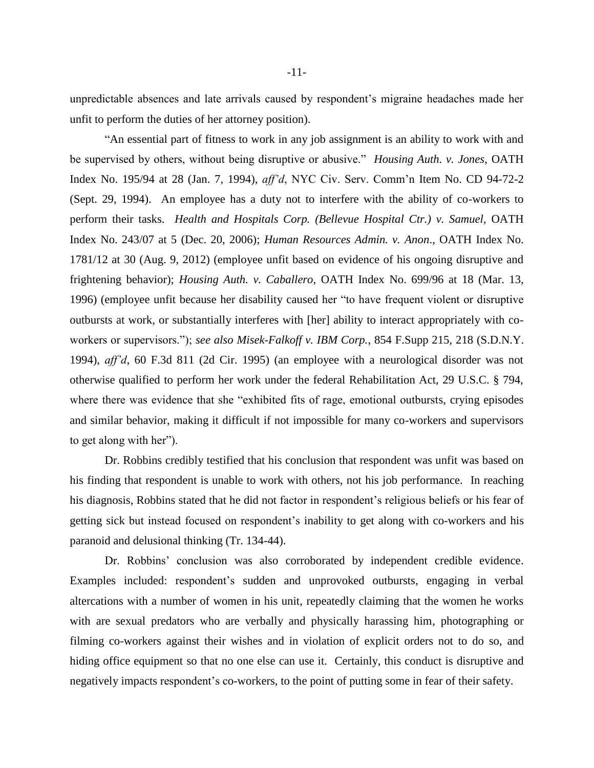unpredictable absences and late arrivals caused by respondent's migraine headaches made her unfit to perform the duties of her attorney position).

"An essential part of fitness to work in any job assignment is an ability to work with and be supervised by others, without being disruptive or abusive." *Housing Auth. v. Jones*, OATH Index No. 195/94 at 28 (Jan. 7, 1994), *aff'd*, NYC Civ. Serv. Comm'n Item No. CD 94-72-2 (Sept. 29, 1994). An employee has a duty not to interfere with the ability of co-workers to perform their tasks. *Health and Hospitals Corp. (Bellevue Hospital Ctr.) v. Samuel,* OATH Index No. 243/07 at 5 (Dec. 20, 2006); *Human Resources Admin. v. Anon*., OATH Index No. 1781/12 at 30 (Aug. 9, 2012) (employee unfit based on evidence of his ongoing disruptive and frightening behavior); *Housing Auth. v. Caballero,* OATH Index No. 699/96 at 18 (Mar. 13, 1996) (employee unfit because her disability caused her "to have frequent violent or disruptive outbursts at work, or substantially interferes with [her] ability to interact appropriately with co-workers or supervisors."); *see also Misek-Falkoff v. IBM Corp.*, 854 F.Supp 215, 218 (S.D.N.Y. 1994), *aff'd*, 60 F.3d 811 (2d Cir. 1995) (an employee with a neurological disorder was not otherwise qualified to perform her work under the federal Rehabilitation Act, 29 U.S.C. § 794, where there was evidence that she "exhibited fits of rage, emotional outbursts, crying episodes and similar behavior, making it difficult if not impossible for many co-workers and supervisors to get along with her").

Dr. Robbins credibly testified that his conclusion that respondent was unfit was based on his finding that respondent is unable to work with others, not his job performance. In reaching his diagnosis, Robbins stated that he did not factor in respondent's religious beliefs or his fear of getting sick but instead focused on respondent's inability to get along with co-workers and his paranoid and delusional thinking (Tr. 134-44).

Dr. Robbins' conclusion was also corroborated by independent credible evidence. Examples included: respondent's sudden and unprovoked outbursts, engaging in verbal altercations with a number of women in his unit, repeatedly claiming that the women he works with are sexual predators who are verbally and physically harassing him, photographing or filming co-workers against their wishes and in violation of explicit orders not to do so, and hiding office equipment so that no one else can use it. Certainly, this conduct is disruptive and negatively impacts respondent's co-workers, to the point of putting some in fear of their safety.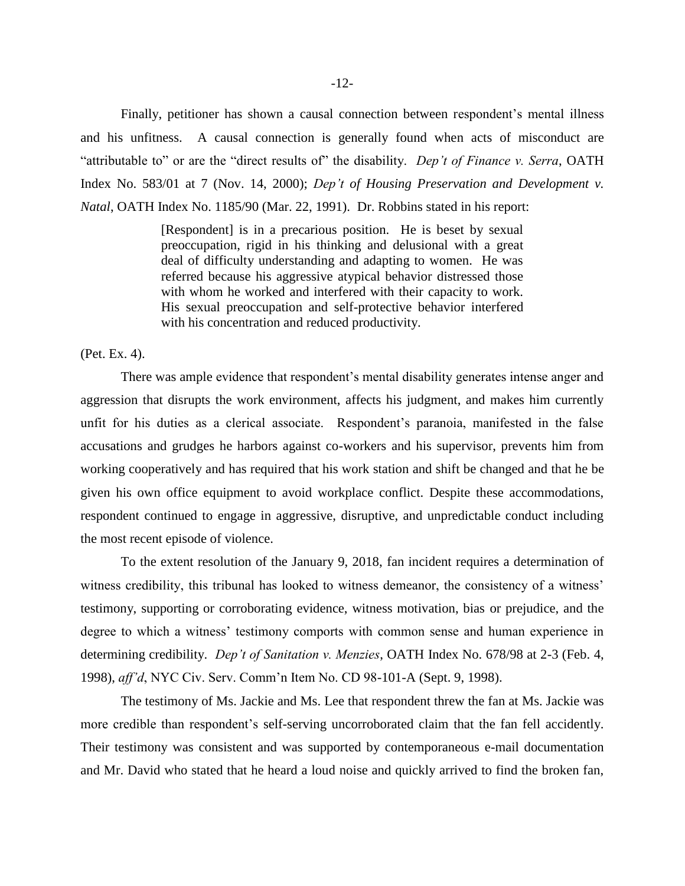Finally, petitioner has shown a causal connection between respondent's mental illness and his unfitness. A causal connection is generally found when acts of misconduct are "attributable to" or are the "direct results of" the disability. *Dep't of Finance v. Serra*, OATH Index No. 583/01 at 7 (Nov. 14, 2000); *Dep't of Housing Preservation and Development v. Natal*, OATH Index No. 1185/90 (Mar. 22, 1991). Dr. Robbins stated in his report:

> [Respondent] is in a precarious position. He is beset by sexual preoccupation, rigid in his thinking and delusional with a great deal of difficulty understanding and adapting to women. He was referred because his aggressive atypical behavior distressed those with whom he worked and interfered with their capacity to work. His sexual preoccupation and self-protective behavior interfered with his concentration and reduced productivity.

(Pet. Ex. 4).

There was ample evidence that respondent's mental disability generates intense anger and aggression that disrupts the work environment, affects his judgment, and makes him currently unfit for his duties as a clerical associate. Respondent's paranoia, manifested in the false accusations and grudges he harbors against co-workers and his supervisor, prevents him from working cooperatively and has required that his work station and shift be changed and that he be given his own office equipment to avoid workplace conflict. Despite these accommodations, respondent continued to engage in aggressive, disruptive, and unpredictable conduct including the most recent episode of violence.

To the extent resolution of the January 9, 2018, fan incident requires a determination of witness credibility, this tribunal has looked to witness demeanor, the consistency of a witness' testimony, supporting or corroborating evidence, witness motivation, bias or prejudice, and the degree to which a witness' testimony comports with common sense and human experience in determining credibility. *Dep't of Sanitation v. Menzies*, OATH Index No. 678/98 at 2-3 (Feb. 4, 1998), *aff'd*, NYC Civ. Serv. Comm'n Item No. CD 98-101-A (Sept. 9, 1998).

The testimony of Ms. Jackie and Ms. Lee that respondent threw the fan at Ms. Jackie was more credible than respondent's self-serving uncorroborated claim that the fan fell accidently. Their testimony was consistent and was supported by contemporaneous e-mail documentation and Mr. David who stated that he heard a loud noise and quickly arrived to find the broken fan,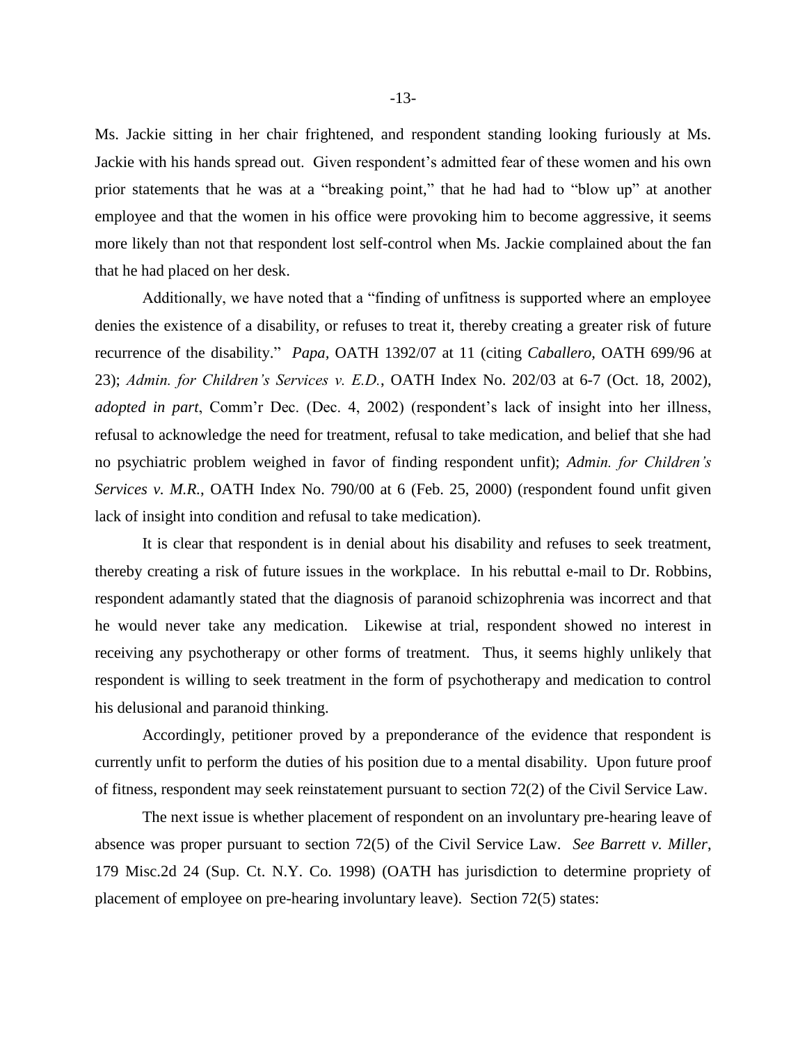Ms. Jackie sitting in her chair frightened, and respondent standing looking furiously at Ms. Jackie with his hands spread out. Given respondent's admitted fear of these women and his own prior statements that he was at a "breaking point," that he had had to "blow up" at another employee and that the women in his office were provoking him to become aggressive, it seems more likely than not that respondent lost self-control when Ms. Jackie complained about the fan that he had placed on her desk.

Additionally, we have noted that a "finding of unfitness is supported where an employee denies the existence of a disability, or refuses to treat it, thereby creating a greater risk of future recurrence of the disability." *Papa,* OATH 1392/07 at 11 (citing *Caballero,* OATH 699/96 at 23); *Admin. for Children's Services v. E.D.*, OATH Index No. 202/03 at 6-7 (Oct. 18, 2002), *adopted in part*, Comm'r Dec. (Dec. 4, 2002) (respondent's lack of insight into her illness, refusal to acknowledge the need for treatment, refusal to take medication, and belief that she had no psychiatric problem weighed in favor of finding respondent unfit); *Admin. for Children's Services v. M.R.*, OATH Index No. 790/00 at 6 (Feb. 25, 2000) (respondent found unfit given lack of insight into condition and refusal to take medication).

It is clear that respondent is in denial about his disability and refuses to seek treatment, thereby creating a risk of future issues in the workplace. In his rebuttal e-mail to Dr. Robbins, respondent adamantly stated that the diagnosis of paranoid schizophrenia was incorrect and that he would never take any medication. Likewise at trial, respondent showed no interest in receiving any psychotherapy or other forms of treatment. Thus, it seems highly unlikely that respondent is willing to seek treatment in the form of psychotherapy and medication to control his delusional and paranoid thinking.

Accordingly, petitioner proved by a preponderance of the evidence that respondent is currently unfit to perform the duties of his position due to a mental disability. Upon future proof of fitness, respondent may seek reinstatement pursuant to section 72(2) of the Civil Service Law.

The next issue is whether placement of respondent on an involuntary pre-hearing leave of absence was proper pursuant to section 72(5) of the Civil Service Law. *See Barrett v. Miller*, 179 Misc.2d 24 (Sup. Ct. N.Y. Co. 1998) (OATH has jurisdiction to determine propriety of placement of employee on pre-hearing involuntary leave). Section 72(5) states: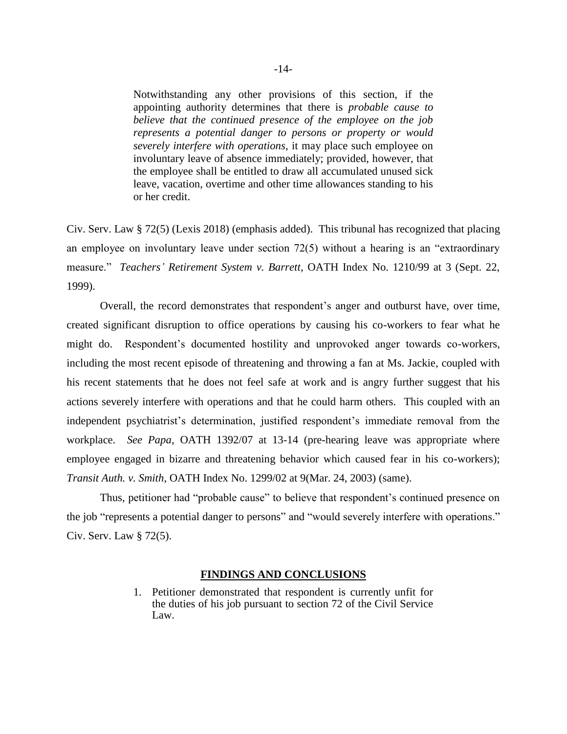> Notwithstanding any other provisions of this section, if the appointing authority determines that there is *probable cause to believe that the continued presence of the employee on the job represents a potential danger to persons or property or would severely interfere with operations*, it may place such employee on involuntary leave of absence immediately; provided, however, that the employee shall be entitled to draw all accumulated unused sick leave, vacation, overtime and other time allowances standing to his or her credit.

Civ. Serv. Law § 72(5) (Lexis 2018) (emphasis added). This tribunal has recognized that placing an employee on involuntary leave under section 72(5) without a hearing is an "extraordinary measure." *Teachers' Retirement System v. Barrett*, OATH Index No. 1210/99 at 3 (Sept. 22, 1999).

Overall, the record demonstrates that respondent's anger and outburst have, over time, created significant disruption to office operations by causing his co-workers to fear what he might do. Respondent's documented hostility and unprovoked anger towards co-workers, including the most recent episode of threatening and throwing a fan at Ms. Jackie, coupled with his recent statements that he does not feel safe at work and is angry further suggest that his actions severely interfere with operations and that he could harm others. This coupled with an independent psychiatrist's determination, justified respondent's immediate removal from the workplace. *See Papa*, OATH 1392/07 at 13-14 (pre-hearing leave was appropriate where employee engaged in bizarre and threatening behavior which caused fear in his co-workers); *Transit Auth. v. Smith*, OATH Index No. 1299/02 at 9(Mar. 24, 2003) (same).

Thus, petitioner had "probable cause" to believe that respondent's continued presence on the job "represents a potential danger to persons" and "would severely interfere with operations." Civ. Serv. Law § 72(5).

## FINDINGS AND CONCLUSIONS

1. Petitioner demonstrated that respondent is currently unfit for the duties of his job pursuant to section 72 of the Civil Service Law.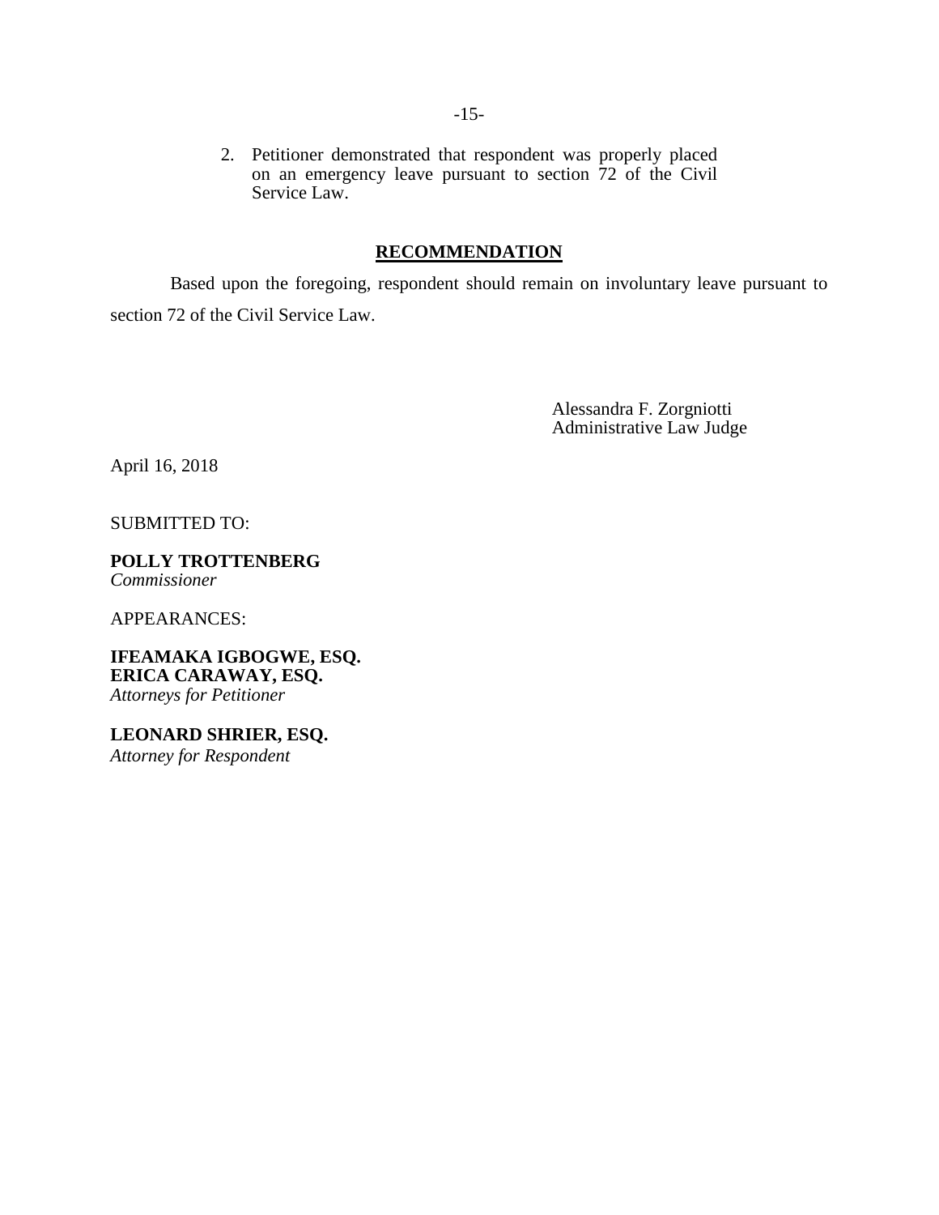2. Petitioner demonstrated that respondent was properly placed on an emergency leave pursuant to section 72 of the Civil Service Law.

## RECOMMENDATION

Based upon the foregoing, respondent should remain on involuntary leave pursuant to section 72 of the Civil Service Law.

Alessandra F. Zorgniotti
Administrative Law Judge

April 16, 2018

SUBMITTED TO:

**POLLY TROTTENBERG**
*Commissioner*

APPEARANCES:

**IFEAMAKA IGBOGWE, ESQ.**
**ERICA CARAWAY, ESQ.**
*Attorneys for Petitioner*

**LEONARD SHRIER, ESQ.**
*Attorney for Respondent*